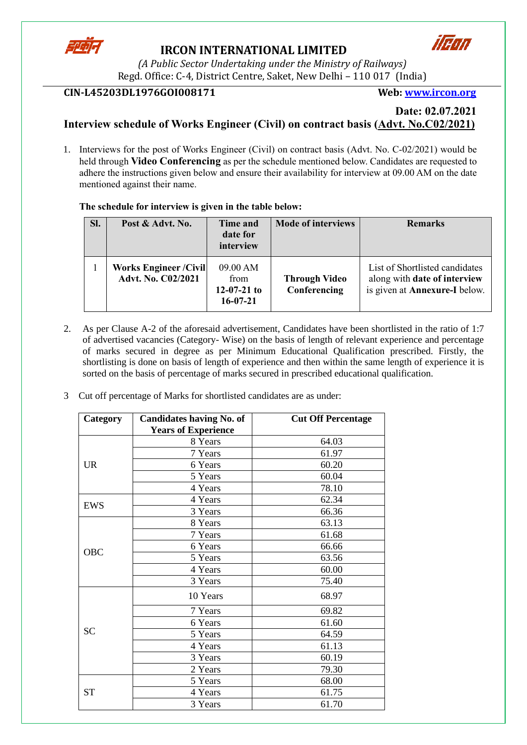# IRCON INTERNATIONAL LIMITED

*(A Public Sector Undertaking under the Ministry of Railways)*
Regd. Office: C-4, District Centre, Saket, New Delhi – 110 017 (India)

**CIN-L45203DL1976GOI008171** **Web: www.ircon.org**

**Date: 02.07.2021**

## Interview schedule of Works Engineer (Civil) on contract basis (Advt. No.C02/2021)

1. Interviews for the post of Works Engineer (Civil) on contract basis (Advt. No. C-02/2021) would be held through **Video Conferencing** as per the schedule mentioned below. Candidates are requested to adhere the instructions given below and ensure their availability for interview at 09.00 AM on the date mentioned against their name.

**The schedule for interview is given in the table below:**

| Sl. | Post & Advt. No. | Time and date for interview | Mode of interviews | Remarks |
|---|---|---|---|---|
| 1 | **Works Engineer /Civil Advt. No. C02/2021** | 09.00 AM from **12-07-21 to 16-07-21** | **Through Video Conferencing** | List of Shortlisted candidates along with **date of interview** is given at **Annexure-I** below. |

2. As per Clause A-2 of the aforesaid advertisement, Candidates have been shortlisted in the ratio of 1:7 of advertised vacancies (Category- Wise) on the basis of length of relevant experience and percentage of marks secured in degree as per Minimum Educational Qualification prescribed. Firstly, the shortlisting is done on basis of length of experience and then within the same length of experience it is sorted on the basis of percentage of marks secured in prescribed educational qualification.

3 Cut off percentage of Marks for shortlisted candidates are as under:

| Category | Candidates having No. of Years of Experience | Cut Off Percentage |
|---|---|---|
| UR | 8 Years | 64.03 |
| | 7 Years | 61.97 |
| | 6 Years | 60.20 |
| | 5 Years | 60.04 |
| | 4 Years | 78.10 |
| EWS | 4 Years | 62.34 |
| | 3 Years | 66.36 |
| OBC | 8 Years | 63.13 |
| | 7 Years | 61.68 |
| | 6 Years | 66.66 |
| | 5 Years | 63.56 |
| | 4 Years | 60.00 |
| | 3 Years | 75.40 |
| SC | 10 Years | 68.97 |
| | 7 Years | 69.82 |
| | 6 Years | 61.60 |
| | 5 Years | 64.59 |
| | 4 Years | 61.13 |
| | 3 Years | 60.19 |
| | 2 Years | 79.30 |
| ST | 5 Years | 68.00 |
| | 4 Years | 61.75 |
| | 3 Years | 61.70 |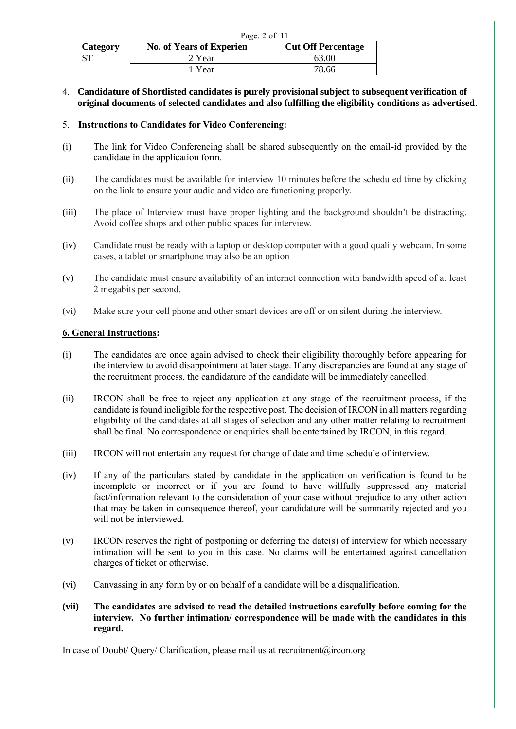| Category | No. of Years of Experien | Cut Off Percentage |
|---|---|---|
| ST | 2 Year | 63.00 |
| | 1 Year | 78.66 |

4. **Candidature of Shortlisted candidates is purely provisional subject to subsequent verification of original documents of selected candidates and also fulfilling the eligibility conditions as advertised**.

5. **Instructions to Candidates for Video Conferencing:**

(i) The link for Video Conferencing shall be shared subsequently on the email-id provided by the candidate in the application form.

(ii) The candidates must be available for interview 10 minutes before the scheduled time by clicking on the link to ensure your audio and video are functioning properly.

(iii) The place of Interview must have proper lighting and the background shouldn't be distracting. Avoid coffee shops and other public spaces for interview.

(iv) Candidate must be ready with a laptop or desktop computer with a good quality webcam. In some cases, a tablet or smartphone may also be an option

(v) The candidate must ensure availability of an internet connection with bandwidth speed of at least 2 megabits per second.

(vi) Make sure your cell phone and other smart devices are off or on silent during the interview.

**<u>6. General Instructions</u>:**

(i) The candidates are once again advised to check their eligibility thoroughly before appearing for the interview to avoid disappointment at later stage. If any discrepancies are found at any stage of the recruitment process, the candidature of the candidate will be immediately cancelled.

(ii) IRCON shall be free to reject any application at any stage of the recruitment process, if the candidate is found ineligible for the respective post. The decision of IRCON in all matters regarding eligibility of the candidates at all stages of selection and any other matter relating to recruitment shall be final. No correspondence or enquiries shall be entertained by IRCON, in this regard.

(iii) IRCON will not entertain any request for change of date and time schedule of interview.

(iv) If any of the particulars stated by candidate in the application on verification is found to be incomplete or incorrect or if you are found to have willfully suppressed any material fact/information relevant to the consideration of your case without prejudice to any other action that may be taken in consequence thereof, your candidature will be summarily rejected and you will not be interviewed.

(v) IRCON reserves the right of postponing or deferring the date(s) of interview for which necessary intimation will be sent to you in this case. No claims will be entertained against cancellation charges of ticket or otherwise.

(vi) Canvassing in any form by or on behalf of a candidate will be a disqualification.

**(vii) The candidates are advised to read the detailed instructions carefully before coming for the interview. No further intimation/ correspondence will be made with the candidates in this regard.**

In case of Doubt/ Query/ Clarification, please mail us at recruitment@ircon.org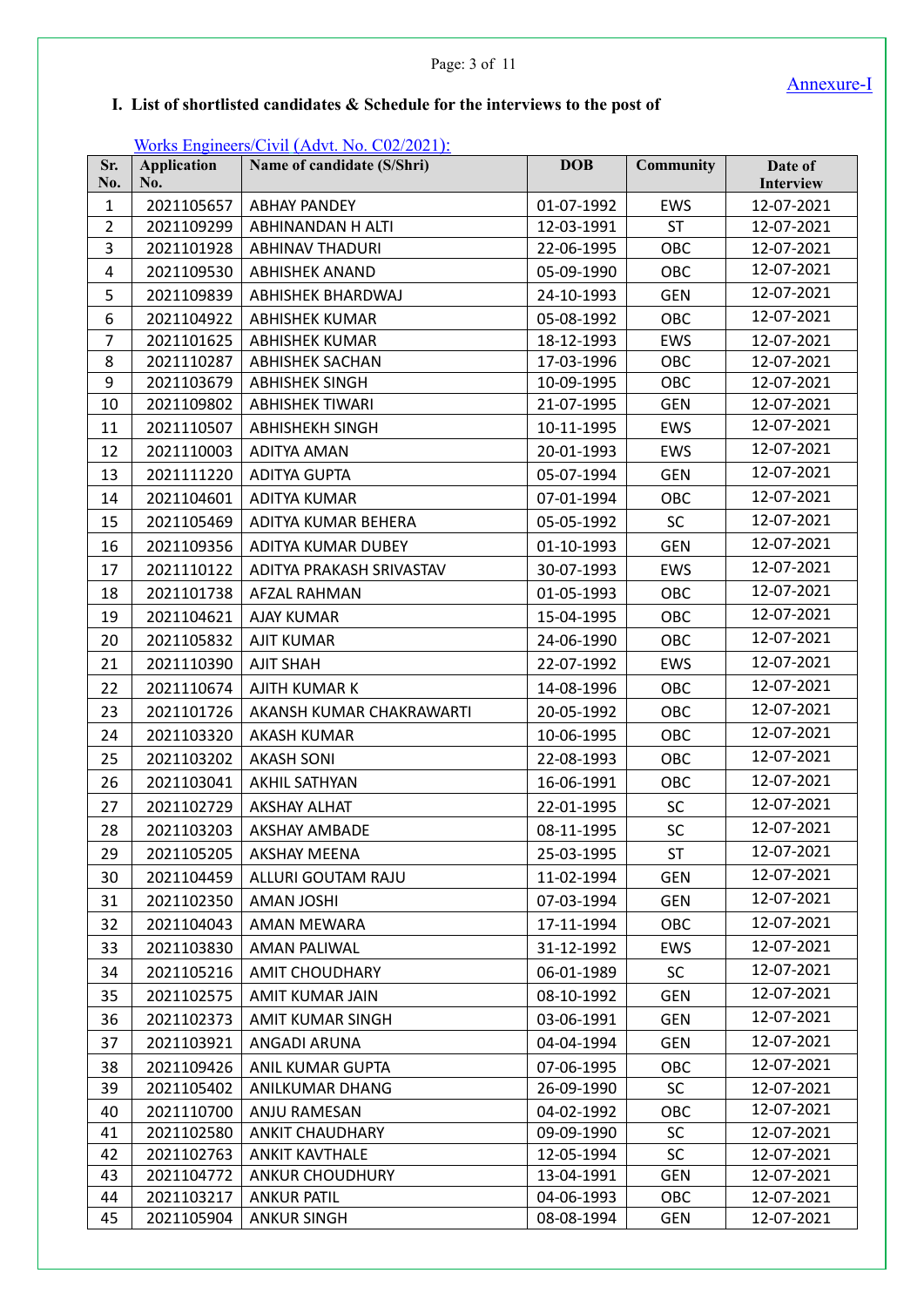Annexure-I

## I. List of shortlisted candidates & Schedule for the interviews to the post of

Works Engineers/Civil (Advt. No. C02/2021):

| Sr. No. | Application No. | Name of candidate (S/Shri) | DOB | Community | Date of Interview |
|---|---|---|---|---|---|
| 1 | 2021105657 | ABHAY PANDEY | 01-07-1992 | EWS | 12-07-2021 |
| 2 | 2021109299 | ABHINANDAN H ALTI | 12-03-1991 | ST | 12-07-2021 |
| 3 | 2021101928 | ABHINAV THADURI | 22-06-1995 | OBC | 12-07-2021 |
| 4 | 2021109530 | ABHISHEK ANAND | 05-09-1990 | OBC | 12-07-2021 |
| 5 | 2021109839 | ABHISHEK BHARDWAJ | 24-10-1993 | GEN | 12-07-2021 |
| 6 | 2021104922 | ABHISHEK KUMAR | 05-08-1992 | OBC | 12-07-2021 |
| 7 | 2021101625 | ABHISHEK KUMAR | 18-12-1993 | EWS | 12-07-2021 |
| 8 | 2021110287 | ABHISHEK SACHAN | 17-03-1996 | OBC | 12-07-2021 |
| 9 | 2021103679 | ABHISHEK SINGH | 10-09-1995 | OBC | 12-07-2021 |
| 10 | 2021109802 | ABHISHEK TIWARI | 21-07-1995 | GEN | 12-07-2021 |
| 11 | 2021110507 | ABHISHEKH SINGH | 10-11-1995 | EWS | 12-07-2021 |
| 12 | 2021110003 | ADITYA AMAN | 20-01-1993 | EWS | 12-07-2021 |
| 13 | 2021111220 | ADITYA GUPTA | 05-07-1994 | GEN | 12-07-2021 |
| 14 | 2021104601 | ADITYA KUMAR | 07-01-1994 | OBC | 12-07-2021 |
| 15 | 2021105469 | ADITYA KUMAR BEHERA | 05-05-1992 | SC | 12-07-2021 |
| 16 | 2021109356 | ADITYA KUMAR DUBEY | 01-10-1993 | GEN | 12-07-2021 |
| 17 | 2021110122 | ADITYA PRAKASH SRIVASTAV | 30-07-1993 | EWS | 12-07-2021 |
| 18 | 2021101738 | AFZAL RAHMAN | 01-05-1993 | OBC | 12-07-2021 |
| 19 | 2021104621 | AJAY KUMAR | 15-04-1995 | OBC | 12-07-2021 |
| 20 | 2021105832 | AJIT KUMAR | 24-06-1990 | OBC | 12-07-2021 |
| 21 | 2021110390 | AJIT SHAH | 22-07-1992 | EWS | 12-07-2021 |
| 22 | 2021110674 | AJITH KUMAR K | 14-08-1996 | OBC | 12-07-2021 |
| 23 | 2021101726 | AKANSH KUMAR CHAKRAWARTI | 20-05-1992 | OBC | 12-07-2021 |
| 24 | 2021103320 | AKASH KUMAR | 10-06-1995 | OBC | 12-07-2021 |
| 25 | 2021103202 | AKASH SONI | 22-08-1993 | OBC | 12-07-2021 |
| 26 | 2021103041 | AKHIL SATHYAN | 16-06-1991 | OBC | 12-07-2021 |
| 27 | 2021102729 | AKSHAY ALHAT | 22-01-1995 | SC | 12-07-2021 |
| 28 | 2021103203 | AKSHAY AMBADE | 08-11-1995 | SC | 12-07-2021 |
| 29 | 2021105205 | AKSHAY MEENA | 25-03-1995 | ST | 12-07-2021 |
| 30 | 2021104459 | ALLURI GOUTAM RAJU | 11-02-1994 | GEN | 12-07-2021 |
| 31 | 2021102350 | AMAN JOSHI | 07-03-1994 | GEN | 12-07-2021 |
| 32 | 2021104043 | AMAN MEWARA | 17-11-1994 | OBC | 12-07-2021 |
| 33 | 2021103830 | AMAN PALIWAL | 31-12-1992 | EWS | 12-07-2021 |
| 34 | 2021105216 | AMIT CHOUDHARY | 06-01-1989 | SC | 12-07-2021 |
| 35 | 2021102575 | AMIT KUMAR JAIN | 08-10-1992 | GEN | 12-07-2021 |
| 36 | 2021102373 | AMIT KUMAR SINGH | 03-06-1991 | GEN | 12-07-2021 |
| 37 | 2021103921 | ANGADI ARUNA | 04-04-1994 | GEN | 12-07-2021 |
| 38 | 2021109426 | ANIL KUMAR GUPTA | 07-06-1995 | OBC | 12-07-2021 |
| 39 | 2021105402 | ANILKUMAR DHANG | 26-09-1990 | SC | 12-07-2021 |
| 40 | 2021110700 | ANJU RAMESAN | 04-02-1992 | OBC | 12-07-2021 |
| 41 | 2021102580 | ANKIT CHAUDHARY | 09-09-1990 | SC | 12-07-2021 |
| 42 | 2021102763 | ANKIT KAVTHALE | 12-05-1994 | SC | 12-07-2021 |
| 43 | 2021104772 | ANKUR CHOUDHURY | 13-04-1991 | GEN | 12-07-2021 |
| 44 | 2021103217 | ANKUR PATIL | 04-06-1993 | OBC | 12-07-2021 |
| 45 | 2021105904 | ANKUR SINGH | 08-08-1994 | GEN | 12-07-2021 |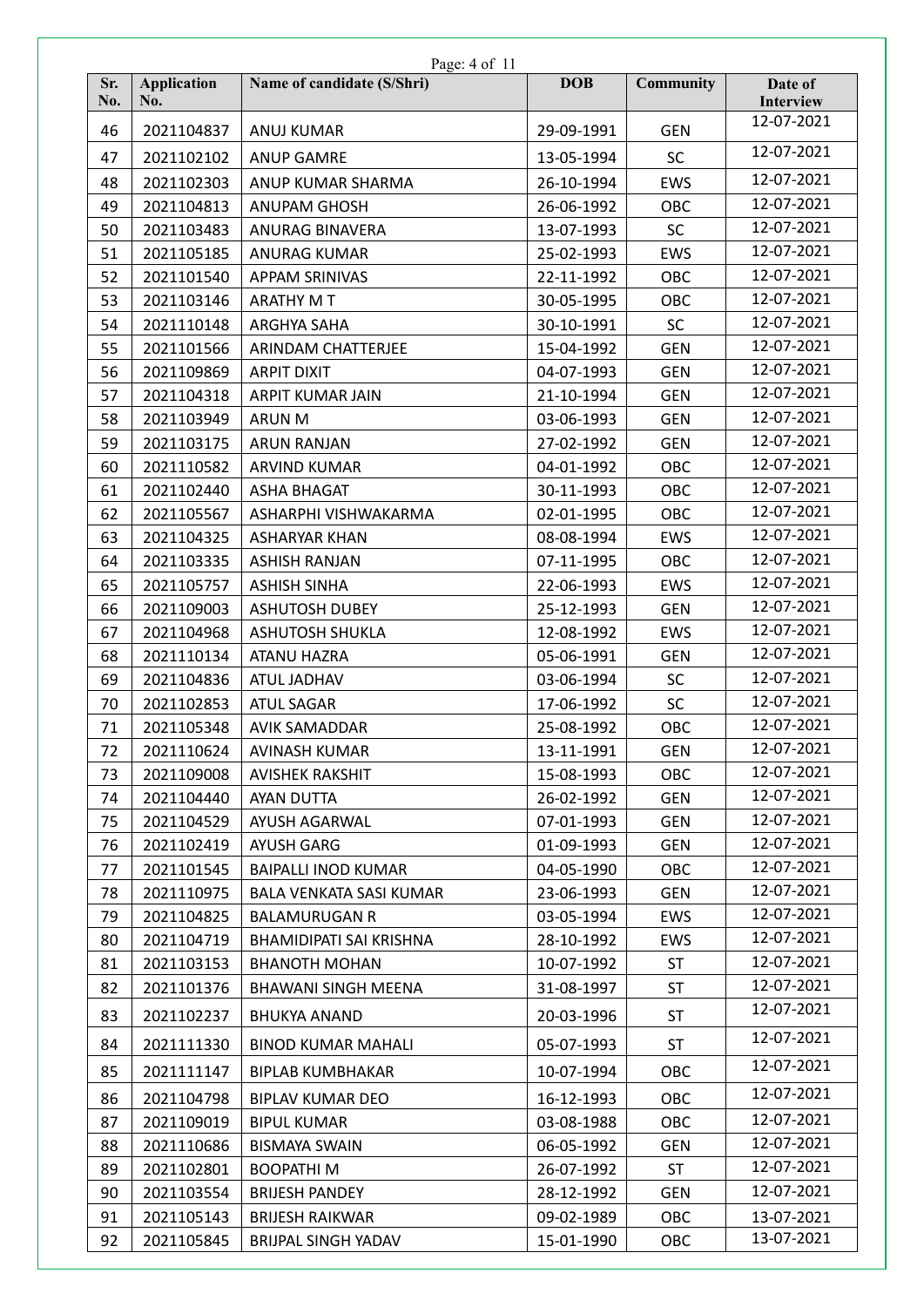| Sr. No. | Application No. | Name of candidate (S/Shri) | DOB | Community | Date of Interview |
|---|---|---|---|---|---|
| 46 | 2021104837 | ANUJ KUMAR | 29-09-1991 | GEN | 12-07-2021 |
| 47 | 2021102102 | ANUP GAMRE | 13-05-1994 | SC | 12-07-2021 |
| 48 | 2021102303 | ANUP KUMAR SHARMA | 26-10-1994 | EWS | 12-07-2021 |
| 49 | 2021104813 | ANUPAM GHOSH | 26-06-1992 | OBC | 12-07-2021 |
| 50 | 2021103483 | ANURAG BINAVERA | 13-07-1993 | SC | 12-07-2021 |
| 51 | 2021105185 | ANURAG KUMAR | 25-02-1993 | EWS | 12-07-2021 |
| 52 | 2021101540 | APPAM SRINIVAS | 22-11-1992 | OBC | 12-07-2021 |
| 53 | 2021103146 | ARATHY M T | 30-05-1995 | OBC | 12-07-2021 |
| 54 | 2021110148 | ARGHYA SAHA | 30-10-1991 | SC | 12-07-2021 |
| 55 | 2021101566 | ARINDAM CHATTERJEE | 15-04-1992 | GEN | 12-07-2021 |
| 56 | 2021109869 | ARPIT DIXIT | 04-07-1993 | GEN | 12-07-2021 |
| 57 | 2021104318 | ARPIT KUMAR JAIN | 21-10-1994 | GEN | 12-07-2021 |
| 58 | 2021103949 | ARUN M | 03-06-1993 | GEN | 12-07-2021 |
| 59 | 2021103175 | ARUN RANJAN | 27-02-1992 | GEN | 12-07-2021 |
| 60 | 2021110582 | ARVIND KUMAR | 04-01-1992 | OBC | 12-07-2021 |
| 61 | 2021102440 | ASHA BHAGAT | 30-11-1993 | OBC | 12-07-2021 |
| 62 | 2021105567 | ASHARPHI VISHWAKARMA | 02-01-1995 | OBC | 12-07-2021 |
| 63 | 2021104325 | ASHARYAR KHAN | 08-08-1994 | EWS | 12-07-2021 |
| 64 | 2021103335 | ASHISH RANJAN | 07-11-1995 | OBC | 12-07-2021 |
| 65 | 2021105757 | ASHISH SINHA | 22-06-1993 | EWS | 12-07-2021 |
| 66 | 2021109003 | ASHUTOSH DUBEY | 25-12-1993 | GEN | 12-07-2021 |
| 67 | 2021104968 | ASHUTOSH SHUKLA | 12-08-1992 | EWS | 12-07-2021 |
| 68 | 2021110134 | ATANU HAZRA | 05-06-1991 | GEN | 12-07-2021 |
| 69 | 2021104836 | ATUL JADHAV | 03-06-1994 | SC | 12-07-2021 |
| 70 | 2021102853 | ATUL SAGAR | 17-06-1992 | SC | 12-07-2021 |
| 71 | 2021105348 | AVIK SAMADDAR | 25-08-1992 | OBC | 12-07-2021 |
| 72 | 2021110624 | AVINASH KUMAR | 13-11-1991 | GEN | 12-07-2021 |
| 73 | 2021109008 | AVISHEK RAKSHIT | 15-08-1993 | OBC | 12-07-2021 |
| 74 | 2021104440 | AYAN DUTTA | 26-02-1992 | GEN | 12-07-2021 |
| 75 | 2021104529 | AYUSH AGARWAL | 07-01-1993 | GEN | 12-07-2021 |
| 76 | 2021102419 | AYUSH GARG | 01-09-1993 | GEN | 12-07-2021 |
| 77 | 2021101545 | BAIPALLI INOD KUMAR | 04-05-1990 | OBC | 12-07-2021 |
| 78 | 2021110975 | BALA VENKATA SASI KUMAR | 23-06-1993 | GEN | 12-07-2021 |
| 79 | 2021104825 | BALAMURUGAN R | 03-05-1994 | EWS | 12-07-2021 |
| 80 | 2021104719 | BHAMIDIPATI SAI KRISHNA | 28-10-1992 | EWS | 12-07-2021 |
| 81 | 2021103153 | BHANOTH MOHAN | 10-07-1992 | ST | 12-07-2021 |
| 82 | 2021101376 | BHAWANI SINGH MEENA | 31-08-1997 | ST | 12-07-2021 |
| 83 | 2021102237 | BHUKYA ANAND | 20-03-1996 | ST | 12-07-2021 |
| 84 | 2021111330 | BINOD KUMAR MAHALI | 05-07-1993 | ST | 12-07-2021 |
| 85 | 2021111147 | BIPLAB KUMBHAKAR | 10-07-1994 | OBC | 12-07-2021 |
| 86 | 2021104798 | BIPLAV KUMAR DEO | 16-12-1993 | OBC | 12-07-2021 |
| 87 | 2021109019 | BIPUL KUMAR | 03-08-1988 | OBC | 12-07-2021 |
| 88 | 2021110686 | BISMAYA SWAIN | 06-05-1992 | GEN | 12-07-2021 |
| 89 | 2021102801 | BOOPATHI M | 26-07-1992 | ST | 12-07-2021 |
| 90 | 2021103554 | BRIJESH PANDEY | 28-12-1992 | GEN | 12-07-2021 |
| 91 | 2021105143 | BRIJESH RAIKWAR | 09-02-1989 | OBC | 13-07-2021 |
| 92 | 2021105845 | BRIJPAL SINGH YADAV | 15-01-1990 | OBC | 13-07-2021 |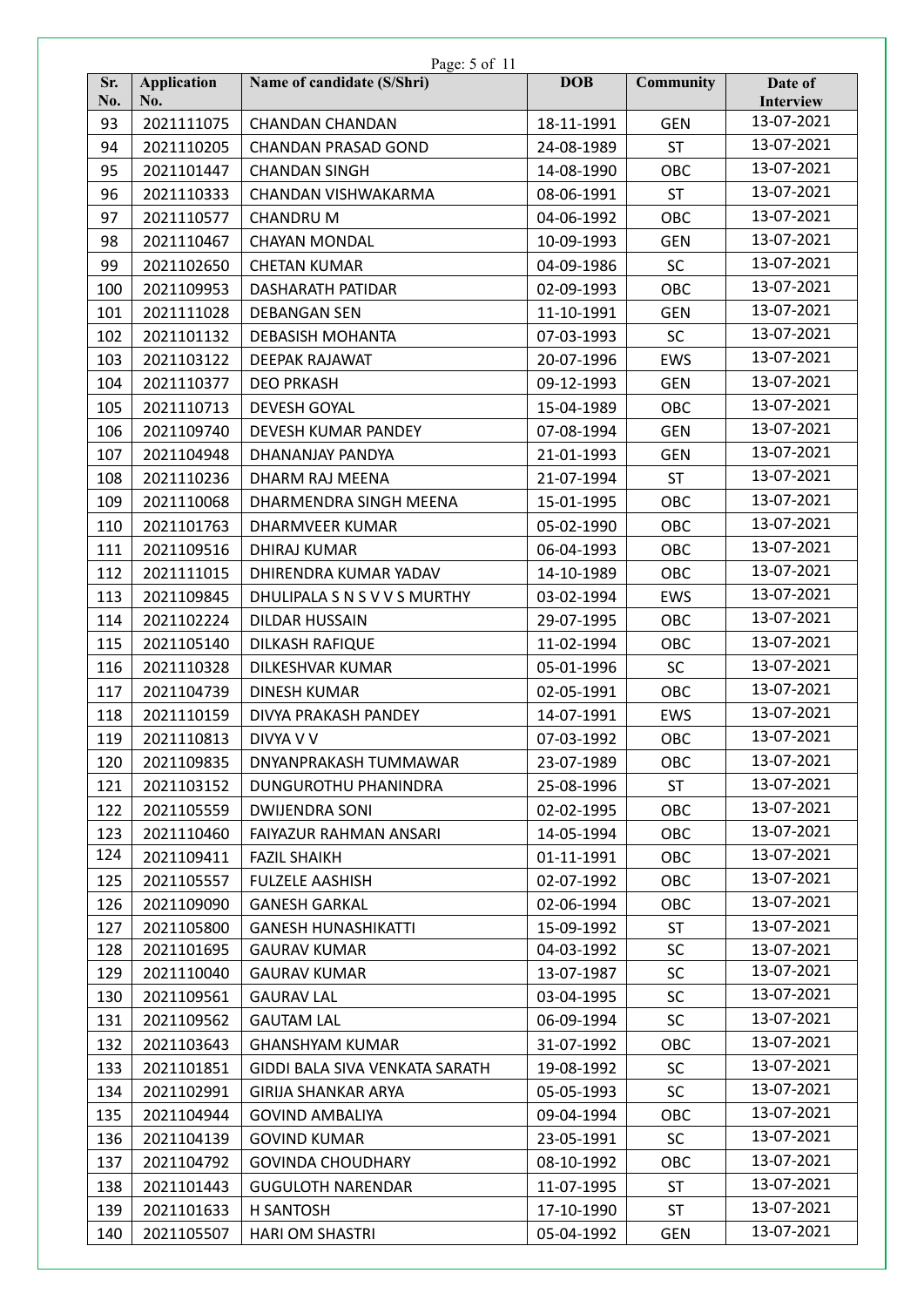| Sr. No. | Application No. | Name of candidate (S/Shri) | DOB | Community | Date of Interview |
|---|---|---|---|---|---|
| 93 | 2021111075 | CHANDAN CHANDAN | 18-11-1991 | GEN | 13-07-2021 |
| 94 | 2021110205 | CHANDAN PRASAD GOND | 24-08-1989 | ST | 13-07-2021 |
| 95 | 2021101447 | CHANDAN SINGH | 14-08-1990 | OBC | 13-07-2021 |
| 96 | 2021110333 | CHANDAN VISHWAKARMA | 08-06-1991 | ST | 13-07-2021 |
| 97 | 2021110577 | CHANDRU M | 04-06-1992 | OBC | 13-07-2021 |
| 98 | 2021110467 | CHAYAN MONDAL | 10-09-1993 | GEN | 13-07-2021 |
| 99 | 2021102650 | CHETAN KUMAR | 04-09-1986 | SC | 13-07-2021 |
| 100 | 2021109953 | DASHARATH PATIDAR | 02-09-1993 | OBC | 13-07-2021 |
| 101 | 2021111028 | DEBANGAN SEN | 11-10-1991 | GEN | 13-07-2021 |
| 102 | 2021101132 | DEBASISH MOHANTA | 07-03-1993 | SC | 13-07-2021 |
| 103 | 2021103122 | DEEPAK RAJAWAT | 20-07-1996 | EWS | 13-07-2021 |
| 104 | 2021110377 | DEO PRKASH | 09-12-1993 | GEN | 13-07-2021 |
| 105 | 2021110713 | DEVESH GOYAL | 15-04-1989 | OBC | 13-07-2021 |
| 106 | 2021109740 | DEVESH KUMAR PANDEY | 07-08-1994 | GEN | 13-07-2021 |
| 107 | 2021104948 | DHANANJAY PANDYA | 21-01-1993 | GEN | 13-07-2021 |
| 108 | 2021110236 | DHARM RAJ MEENA | 21-07-1994 | ST | 13-07-2021 |
| 109 | 2021110068 | DHARMENDRA SINGH MEENA | 15-01-1995 | OBC | 13-07-2021 |
| 110 | 2021101763 | DHARMVEER KUMAR | 05-02-1990 | OBC | 13-07-2021 |
| 111 | 2021109516 | DHIRAJ KUMAR | 06-04-1993 | OBC | 13-07-2021 |
| 112 | 2021111015 | DHIRENDRA KUMAR YADAV | 14-10-1989 | OBC | 13-07-2021 |
| 113 | 2021109845 | DHULIPALA S N S V V S MURTHY | 03-02-1994 | EWS | 13-07-2021 |
| 114 | 2021102224 | DILDAR HUSSAIN | 29-07-1995 | OBC | 13-07-2021 |
| 115 | 2021105140 | DILKASH RAFIQUE | 11-02-1994 | OBC | 13-07-2021 |
| 116 | 2021110328 | DILKESHVAR KUMAR | 05-01-1996 | SC | 13-07-2021 |
| 117 | 2021104739 | DINESH KUMAR | 02-05-1991 | OBC | 13-07-2021 |
| 118 | 2021110159 | DIVYA PRAKASH PANDEY | 14-07-1991 | EWS | 13-07-2021 |
| 119 | 2021110813 | DIVYA V V | 07-03-1992 | OBC | 13-07-2021 |
| 120 | 2021109835 | DNYANPRAKASH TUMMAWAR | 23-07-1989 | OBC | 13-07-2021 |
| 121 | 2021103152 | DUNGUROTHU PHANINDRA | 25-08-1996 | ST | 13-07-2021 |
| 122 | 2021105559 | DWIJENDRA SONI | 02-02-1995 | OBC | 13-07-2021 |
| 123 | 2021110460 | FAIYAZUR RAHMAN ANSARI | 14-05-1994 | OBC | 13-07-2021 |
| 124 | 2021109411 | FAZIL SHAIKH | 01-11-1991 | OBC | 13-07-2021 |
| 125 | 2021105557 | FULZELE AASHISH | 02-07-1992 | OBC | 13-07-2021 |
| 126 | 2021109090 | GANESH GARKAL | 02-06-1994 | OBC | 13-07-2021 |
| 127 | 2021105800 | GANESH HUNASHIKATTI | 15-09-1992 | ST | 13-07-2021 |
| 128 | 2021101695 | GAURAV KUMAR | 04-03-1992 | SC | 13-07-2021 |
| 129 | 2021110040 | GAURAV KUMAR | 13-07-1987 | SC | 13-07-2021 |
| 130 | 2021109561 | GAURAV LAL | 03-04-1995 | SC | 13-07-2021 |
| 131 | 2021109562 | GAUTAM LAL | 06-09-1994 | SC | 13-07-2021 |
| 132 | 2021103643 | GHANSHYAM KUMAR | 31-07-1992 | OBC | 13-07-2021 |
| 133 | 2021101851 | GIDDI BALA SIVA VENKATA SARATH | 19-08-1992 | SC | 13-07-2021 |
| 134 | 2021102991 | GIRIJA SHANKAR ARYA | 05-05-1993 | SC | 13-07-2021 |
| 135 | 2021104944 | GOVIND AMBALIYA | 09-04-1994 | OBC | 13-07-2021 |
| 136 | 2021104139 | GOVIND KUMAR | 23-05-1991 | SC | 13-07-2021 |
| 137 | 2021104792 | GOVINDA CHOUDHARY | 08-10-1992 | OBC | 13-07-2021 |
| 138 | 2021101443 | GUGULOTH NARENDAR | 11-07-1995 | ST | 13-07-2021 |
| 139 | 2021101633 | H SANTOSH | 17-10-1990 | ST | 13-07-2021 |
| 140 | 2021105507 | HARI OM SHASTRI | 05-04-1992 | GEN | 13-07-2021 |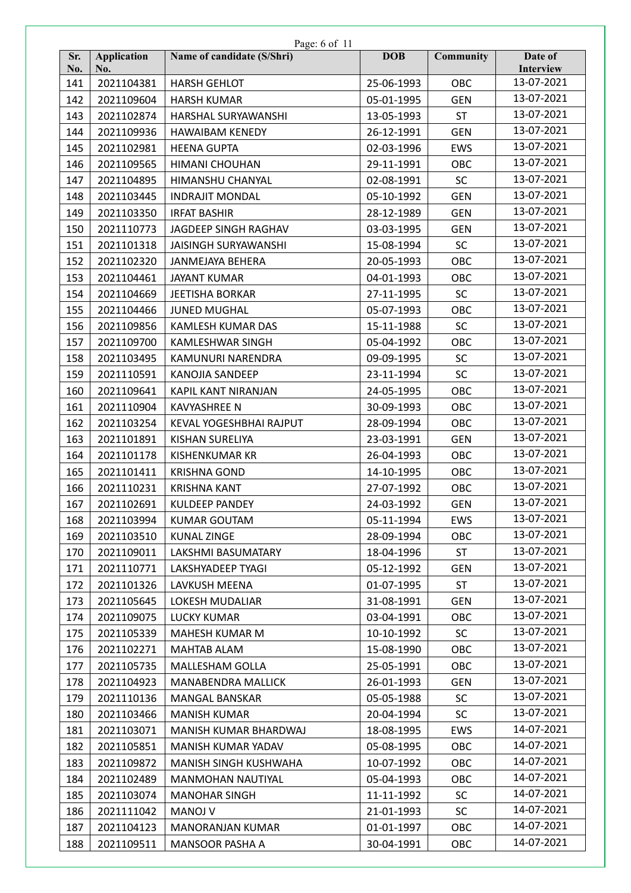| Sr. No. | Application No. | Name of candidate (S/Shri) | DOB | Community | Date of Interview |
|---|---|---|---|---|---|
| 141 | 2021104381 | HARSH GEHLOT | 25-06-1993 | OBC | 13-07-2021 |
| 142 | 2021109604 | HARSH KUMAR | 05-01-1995 | GEN | 13-07-2021 |
| 143 | 2021102874 | HARSHAL SURYAWANSHI | 13-05-1993 | ST | 13-07-2021 |
| 144 | 2021109936 | HAWAIBAM KENEDY | 26-12-1991 | GEN | 13-07-2021 |
| 145 | 2021102981 | HEENA GUPTA | 02-03-1996 | EWS | 13-07-2021 |
| 146 | 2021109565 | HIMANI CHOUHAN | 29-11-1991 | OBC | 13-07-2021 |
| 147 | 2021104895 | HIMANSHU CHANYAL | 02-08-1991 | SC | 13-07-2021 |
| 148 | 2021103445 | INDRAJIT MONDAL | 05-10-1992 | GEN | 13-07-2021 |
| 149 | 2021103350 | IRFAT BASHIR | 28-12-1989 | GEN | 13-07-2021 |
| 150 | 2021110773 | JAGDEEP SINGH RAGHAV | 03-03-1995 | GEN | 13-07-2021 |
| 151 | 2021101318 | JAISINGH SURYAWANSHI | 15-08-1994 | SC | 13-07-2021 |
| 152 | 2021102320 | JANMEJAYA BEHERA | 20-05-1993 | OBC | 13-07-2021 |
| 153 | 2021104461 | JAYANT KUMAR | 04-01-1993 | OBC | 13-07-2021 |
| 154 | 2021104669 | JEETISHA BORKAR | 27-11-1995 | SC | 13-07-2021 |
| 155 | 2021104466 | JUNED MUGHAL | 05-07-1993 | OBC | 13-07-2021 |
| 156 | 2021109856 | KAMLESH KUMAR DAS | 15-11-1988 | SC | 13-07-2021 |
| 157 | 2021109700 | KAMLESHWAR SINGH | 05-04-1992 | OBC | 13-07-2021 |
| 158 | 2021103495 | KAMUNURI NARENDRA | 09-09-1995 | SC | 13-07-2021 |
| 159 | 2021110591 | KANOJIA SANDEEP | 23-11-1994 | SC | 13-07-2021 |
| 160 | 2021109641 | KAPIL KANT NIRANJAN | 24-05-1995 | OBC | 13-07-2021 |
| 161 | 2021110904 | KAVYASHREE N | 30-09-1993 | OBC | 13-07-2021 |
| 162 | 2021103254 | KEVAL YOGESHBHAI RAJPUT | 28-09-1994 | OBC | 13-07-2021 |
| 163 | 2021101891 | KISHAN SURELIYA | 23-03-1991 | GEN | 13-07-2021 |
| 164 | 2021101178 | KISHENKUMAR KR | 26-04-1993 | OBC | 13-07-2021 |
| 165 | 2021101411 | KRISHNA GOND | 14-10-1995 | OBC | 13-07-2021 |
| 166 | 2021110231 | KRISHNA KANT | 27-07-1992 | OBC | 13-07-2021 |
| 167 | 2021102691 | KULDEEP PANDEY | 24-03-1992 | GEN | 13-07-2021 |
| 168 | 2021103994 | KUMAR GOUTAM | 05-11-1994 | EWS | 13-07-2021 |
| 169 | 2021103510 | KUNAL ZINGE | 28-09-1994 | OBC | 13-07-2021 |
| 170 | 2021109011 | LAKSHMI BASUMATARY | 18-04-1996 | ST | 13-07-2021 |
| 171 | 2021110771 | LAKSHYADEEP TYAGI | 05-12-1992 | GEN | 13-07-2021 |
| 172 | 2021101326 | LAVKUSH MEENA | 01-07-1995 | ST | 13-07-2021 |
| 173 | 2021105645 | LOKESH MUDALIAR | 31-08-1991 | GEN | 13-07-2021 |
| 174 | 2021109075 | LUCKY KUMAR | 03-04-1991 | OBC | 13-07-2021 |
| 175 | 2021105339 | MAHESH KUMAR M | 10-10-1992 | SC | 13-07-2021 |
| 176 | 2021102271 | MAHTAB ALAM | 15-08-1990 | OBC | 13-07-2021 |
| 177 | 2021105735 | MALLESHAM GOLLA | 25-05-1991 | OBC | 13-07-2021 |
| 178 | 2021104923 | MANABENDRA MALLICK | 26-01-1993 | GEN | 13-07-2021 |
| 179 | 2021110136 | MANGAL BANSKAR | 05-05-1988 | SC | 13-07-2021 |
| 180 | 2021103466 | MANISH KUMAR | 20-04-1994 | SC | 13-07-2021 |
| 181 | 2021103071 | MANISH KUMAR BHARDWAJ | 18-08-1995 | EWS | 14-07-2021 |
| 182 | 2021105851 | MANISH KUMAR YADAV | 05-08-1995 | OBC | 14-07-2021 |
| 183 | 2021109872 | MANISH SINGH KUSHWAHA | 10-07-1992 | OBC | 14-07-2021 |
| 184 | 2021102489 | MANMOHAN NAUTIYAL | 05-04-1993 | OBC | 14-07-2021 |
| 185 | 2021103074 | MANOHAR SINGH | 11-11-1992 | SC | 14-07-2021 |
| 186 | 2021111042 | MANOJ V | 21-01-1993 | SC | 14-07-2021 |
| 187 | 2021104123 | MANORANJAN KUMAR | 01-01-1997 | OBC | 14-07-2021 |
| 188 | 2021109511 | MANSOOR PASHA A | 30-04-1991 | OBC | 14-07-2021 |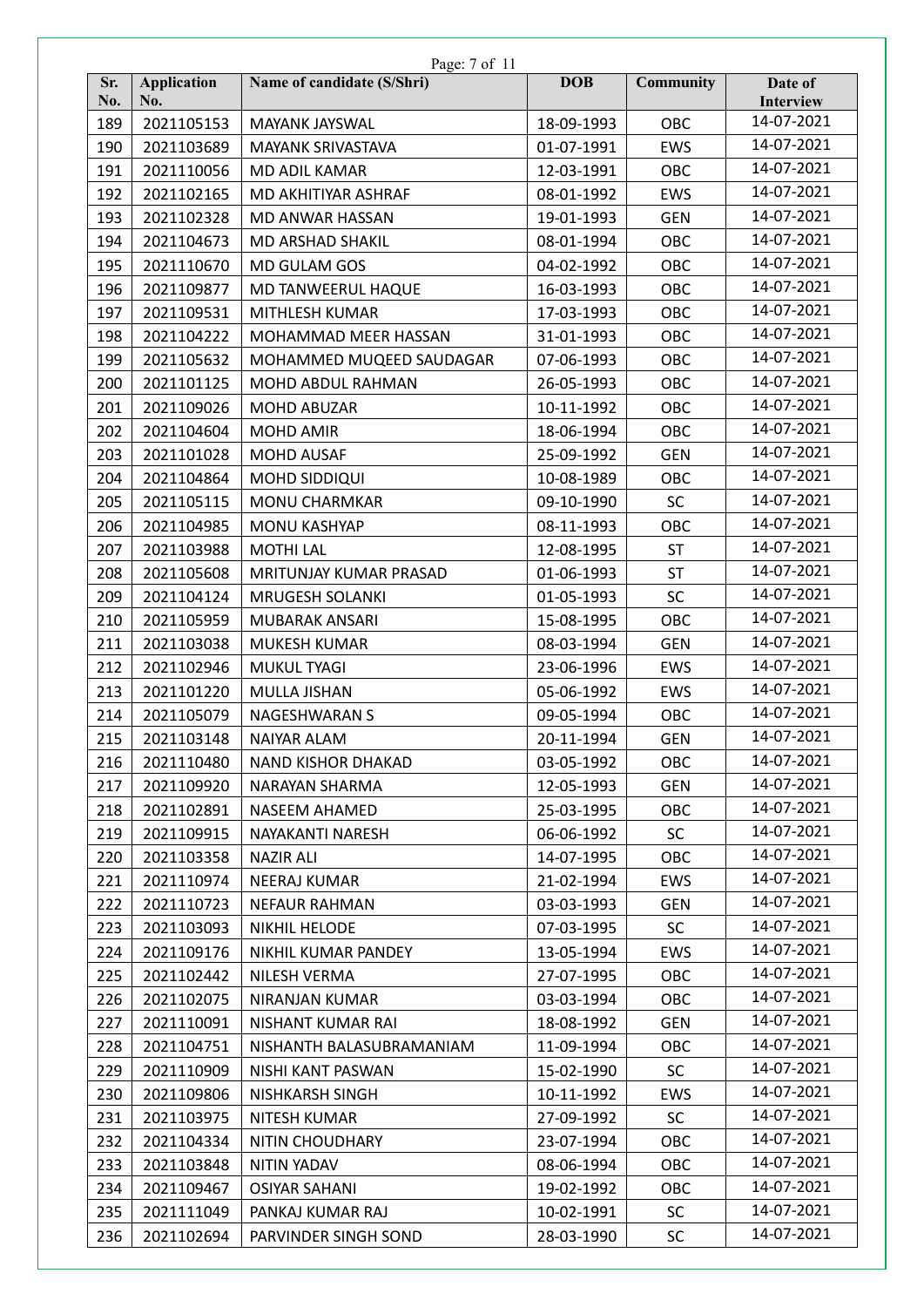| Sr. No. | Application No. | Name of candidate (S/Shri) | DOB | Community | Date of Interview |
|---|---|---|---|---|---|
| 189 | 2021105153 | MAYANK JAYSWAL | 18-09-1993 | OBC | 14-07-2021 |
| 190 | 2021103689 | MAYANK SRIVASTAVA | 01-07-1991 | EWS | 14-07-2021 |
| 191 | 2021110056 | MD ADIL KAMAR | 12-03-1991 | OBC | 14-07-2021 |
| 192 | 2021102165 | MD AKHITIYAR ASHRAF | 08-01-1992 | EWS | 14-07-2021 |
| 193 | 2021102328 | MD ANWAR HASSAN | 19-01-1993 | GEN | 14-07-2021 |
| 194 | 2021104673 | MD ARSHAD SHAKIL | 08-01-1994 | OBC | 14-07-2021 |
| 195 | 2021110670 | MD GULAM GOS | 04-02-1992 | OBC | 14-07-2021 |
| 196 | 2021109877 | MD TANWEERUL HAQUE | 16-03-1993 | OBC | 14-07-2021 |
| 197 | 2021109531 | MITHLESH KUMAR | 17-03-1993 | OBC | 14-07-2021 |
| 198 | 2021104222 | MOHAMMAD MEER HASSAN | 31-01-1993 | OBC | 14-07-2021 |
| 199 | 2021105632 | MOHAMMED MUQEED SAUDAGAR | 07-06-1993 | OBC | 14-07-2021 |
| 200 | 2021101125 | MOHD ABDUL RAHMAN | 26-05-1993 | OBC | 14-07-2021 |
| 201 | 2021109026 | MOHD ABUZAR | 10-11-1992 | OBC | 14-07-2021 |
| 202 | 2021104604 | MOHD AMIR | 18-06-1994 | OBC | 14-07-2021 |
| 203 | 2021101028 | MOHD AUSAF | 25-09-1992 | GEN | 14-07-2021 |
| 204 | 2021104864 | MOHD SIDDIQUI | 10-08-1989 | OBC | 14-07-2021 |
| 205 | 2021105115 | MONU CHARMKAR | 09-10-1990 | SC | 14-07-2021 |
| 206 | 2021104985 | MONU KASHYAP | 08-11-1993 | OBC | 14-07-2021 |
| 207 | 2021103988 | MOTHI LAL | 12-08-1995 | ST | 14-07-2021 |
| 208 | 2021105608 | MRITUNJAY KUMAR PRASAD | 01-06-1993 | ST | 14-07-2021 |
| 209 | 2021104124 | MRUGESH SOLANKI | 01-05-1993 | SC | 14-07-2021 |
| 210 | 2021105959 | MUBARAK ANSARI | 15-08-1995 | OBC | 14-07-2021 |
| 211 | 2021103038 | MUKESH KUMAR | 08-03-1994 | GEN | 14-07-2021 |
| 212 | 2021102946 | MUKUL TYAGI | 23-06-1996 | EWS | 14-07-2021 |
| 213 | 2021101220 | MULLA JISHAN | 05-06-1992 | EWS | 14-07-2021 |
| 214 | 2021105079 | NAGESHWARAN S | 09-05-1994 | OBC | 14-07-2021 |
| 215 | 2021103148 | NAIYAR ALAM | 20-11-1994 | GEN | 14-07-2021 |
| 216 | 2021110480 | NAND KISHOR DHAKAD | 03-05-1992 | OBC | 14-07-2021 |
| 217 | 2021109920 | NARAYAN SHARMA | 12-05-1993 | GEN | 14-07-2021 |
| 218 | 2021102891 | NASEEM AHAMED | 25-03-1995 | OBC | 14-07-2021 |
| 219 | 2021109915 | NAYAKANTI NARESH | 06-06-1992 | SC | 14-07-2021 |
| 220 | 2021103358 | NAZIR ALI | 14-07-1995 | OBC | 14-07-2021 |
| 221 | 2021110974 | NEERAJ KUMAR | 21-02-1994 | EWS | 14-07-2021 |
| 222 | 2021110723 | NEFAUR RAHMAN | 03-03-1993 | GEN | 14-07-2021 |
| 223 | 2021103093 | NIKHIL HELODE | 07-03-1995 | SC | 14-07-2021 |
| 224 | 2021109176 | NIKHIL KUMAR PANDEY | 13-05-1994 | EWS | 14-07-2021 |
| 225 | 2021102442 | NILESH VERMA | 27-07-1995 | OBC | 14-07-2021 |
| 226 | 2021102075 | NIRANJAN KUMAR | 03-03-1994 | OBC | 14-07-2021 |
| 227 | 2021110091 | NISHANT KUMAR RAI | 18-08-1992 | GEN | 14-07-2021 |
| 228 | 2021104751 | NISHANTH BALASUBRAMANIAM | 11-09-1994 | OBC | 14-07-2021 |
| 229 | 2021110909 | NISHI KANT PASWAN | 15-02-1990 | SC | 14-07-2021 |
| 230 | 2021109806 | NISHKARSH SINGH | 10-11-1992 | EWS | 14-07-2021 |
| 231 | 2021103975 | NITESH KUMAR | 27-09-1992 | SC | 14-07-2021 |
| 232 | 2021104334 | NITIN CHOUDHARY | 23-07-1994 | OBC | 14-07-2021 |
| 233 | 2021103848 | NITIN YADAV | 08-06-1994 | OBC | 14-07-2021 |
| 234 | 2021109467 | OSIYAR SAHANI | 19-02-1992 | OBC | 14-07-2021 |
| 235 | 2021111049 | PANKAJ KUMAR RAJ | 10-02-1991 | SC | 14-07-2021 |
| 236 | 2021102694 | PARVINDER SINGH SOND | 28-03-1990 | SC | 14-07-2021 |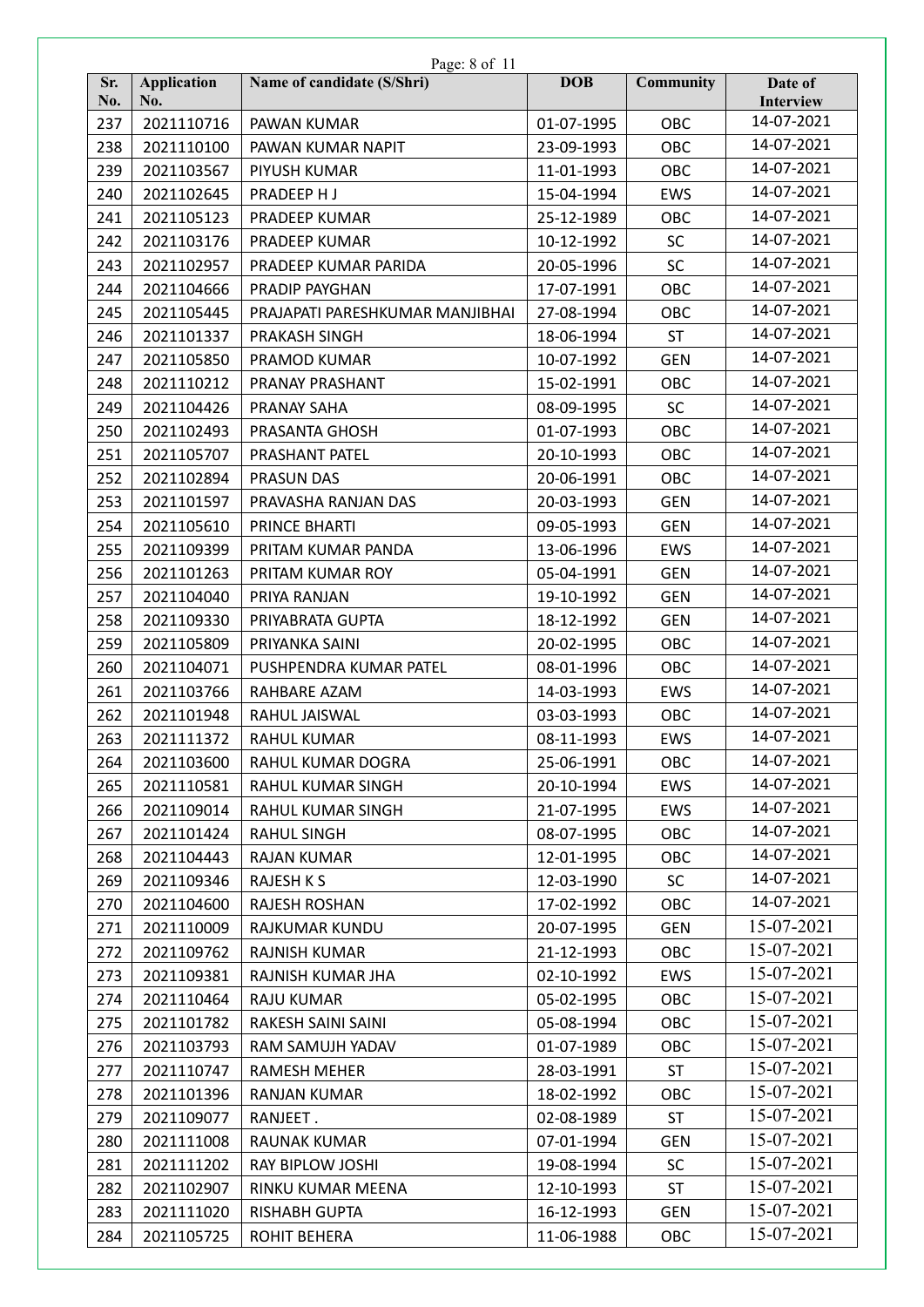| Sr. No. | Application No. | Name of candidate (S/Shri) | DOB | Community | Date of Interview |
|---|---|---|---|---|---|
| 237 | 2021110716 | PAWAN KUMAR | 01-07-1995 | OBC | 14-07-2021 |
| 238 | 2021110100 | PAWAN KUMAR NAPIT | 23-09-1993 | OBC | 14-07-2021 |
| 239 | 2021103567 | PIYUSH KUMAR | 11-01-1993 | OBC | 14-07-2021 |
| 240 | 2021102645 | PRADEEP H J | 15-04-1994 | EWS | 14-07-2021 |
| 241 | 2021105123 | PRADEEP KUMAR | 25-12-1989 | OBC | 14-07-2021 |
| 242 | 2021103176 | PRADEEP KUMAR | 10-12-1992 | SC | 14-07-2021 |
| 243 | 2021102957 | PRADEEP KUMAR PARIDA | 20-05-1996 | SC | 14-07-2021 |
| 244 | 2021104666 | PRADIP PAYGHAN | 17-07-1991 | OBC | 14-07-2021 |
| 245 | 2021105445 | PRAJAPATI PARESHKUMAR MANJIBHAI | 27-08-1994 | OBC | 14-07-2021 |
| 246 | 2021101337 | PRAKASH SINGH | 18-06-1994 | ST | 14-07-2021 |
| 247 | 2021105850 | PRAMOD KUMAR | 10-07-1992 | GEN | 14-07-2021 |
| 248 | 2021110212 | PRANAY PRASHANT | 15-02-1991 | OBC | 14-07-2021 |
| 249 | 2021104426 | PRANAY SAHA | 08-09-1995 | SC | 14-07-2021 |
| 250 | 2021102493 | PRASANTA GHOSH | 01-07-1993 | OBC | 14-07-2021 |
| 251 | 2021105707 | PRASHANT PATEL | 20-10-1993 | OBC | 14-07-2021 |
| 252 | 2021102894 | PRASUN DAS | 20-06-1991 | OBC | 14-07-2021 |
| 253 | 2021101597 | PRAVASHA RANJAN DAS | 20-03-1993 | GEN | 14-07-2021 |
| 254 | 2021105610 | PRINCE BHARTI | 09-05-1993 | GEN | 14-07-2021 |
| 255 | 2021109399 | PRITAM KUMAR PANDA | 13-06-1996 | EWS | 14-07-2021 |
| 256 | 2021101263 | PRITAM KUMAR ROY | 05-04-1991 | GEN | 14-07-2021 |
| 257 | 2021104040 | PRIYA RANJAN | 19-10-1992 | GEN | 14-07-2021 |
| 258 | 2021109330 | PRIYABRATA GUPTA | 18-12-1992 | GEN | 14-07-2021 |
| 259 | 2021105809 | PRIYANKA SAINI | 20-02-1995 | OBC | 14-07-2021 |
| 260 | 2021104071 | PUSHPENDRA KUMAR PATEL | 08-01-1996 | OBC | 14-07-2021 |
| 261 | 2021103766 | RAHBARE AZAM | 14-03-1993 | EWS | 14-07-2021 |
| 262 | 2021101948 | RAHUL JAISWAL | 03-03-1993 | OBC | 14-07-2021 |
| 263 | 2021111372 | RAHUL KUMAR | 08-11-1993 | EWS | 14-07-2021 |
| 264 | 2021103600 | RAHUL KUMAR DOGRA | 25-06-1991 | OBC | 14-07-2021 |
| 265 | 2021110581 | RAHUL KUMAR SINGH | 20-10-1994 | EWS | 14-07-2021 |
| 266 | 2021109014 | RAHUL KUMAR SINGH | 21-07-1995 | EWS | 14-07-2021 |
| 267 | 2021101424 | RAHUL SINGH | 08-07-1995 | OBC | 14-07-2021 |
| 268 | 2021104443 | RAJAN KUMAR | 12-01-1995 | OBC | 14-07-2021 |
| 269 | 2021109346 | RAJESH K S | 12-03-1990 | SC | 14-07-2021 |
| 270 | 2021104600 | RAJESH ROSHAN | 17-02-1992 | OBC | 14-07-2021 |
| 271 | 2021110009 | RAJKUMAR KUNDU | 20-07-1995 | GEN | 15-07-2021 |
| 272 | 2021109762 | RAJNISH KUMAR | 21-12-1993 | OBC | 15-07-2021 |
| 273 | 2021109381 | RAJNISH KUMAR JHA | 02-10-1992 | EWS | 15-07-2021 |
| 274 | 2021110464 | RAJU KUMAR | 05-02-1995 | OBC | 15-07-2021 |
| 275 | 2021101782 | RAKESH SAINI SAINI | 05-08-1994 | OBC | 15-07-2021 |
| 276 | 2021103793 | RAM SAMUJH YADAV | 01-07-1989 | OBC | 15-07-2021 |
| 277 | 2021110747 | RAMESH MEHER | 28-03-1991 | ST | 15-07-2021 |
| 278 | 2021101396 | RANJAN KUMAR | 18-02-1992 | OBC | 15-07-2021 |
| 279 | 2021109077 | RANJEET . | 02-08-1989 | ST | 15-07-2021 |
| 280 | 2021111008 | RAUNAK KUMAR | 07-01-1994 | GEN | 15-07-2021 |
| 281 | 2021111202 | RAY BIPLOW JOSHI | 19-08-1994 | SC | 15-07-2021 |
| 282 | 2021102907 | RINKU KUMAR MEENA | 12-10-1993 | ST | 15-07-2021 |
| 283 | 2021111020 | RISHABH GUPTA | 16-12-1993 | GEN | 15-07-2021 |
| 284 | 2021105725 | ROHIT BEHERA | 11-06-1988 | OBC | 15-07-2021 |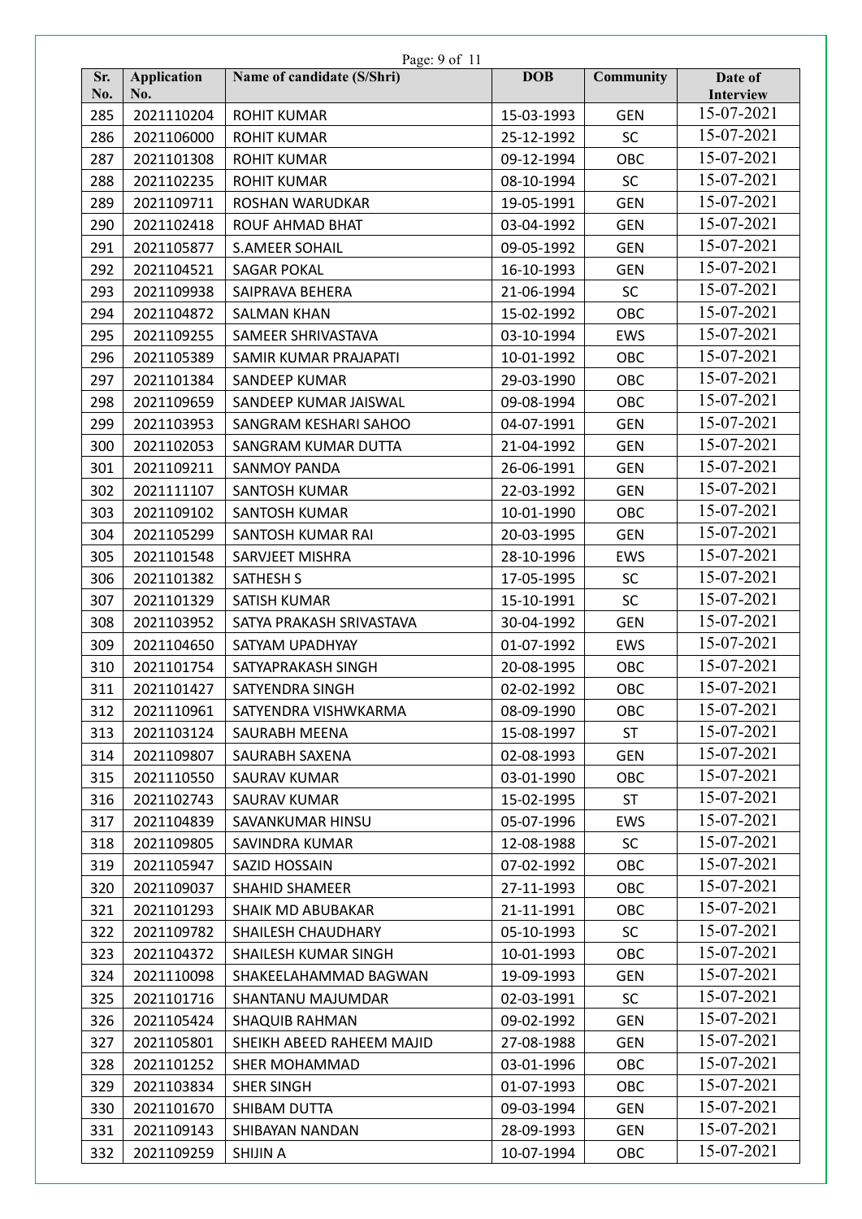| Sr. No. | Application No. | Name of candidate (S/Shri) | DOB | Community | Date of Interview |
|---|---|---|---|---|---|
| 285 | 2021110204 | ROHIT KUMAR | 15-03-1993 | GEN | 15-07-2021 |
| 286 | 2021106000 | ROHIT KUMAR | 25-12-1992 | SC | 15-07-2021 |
| 287 | 2021101308 | ROHIT KUMAR | 09-12-1994 | OBC | 15-07-2021 |
| 288 | 2021102235 | ROHIT KUMAR | 08-10-1994 | SC | 15-07-2021 |
| 289 | 2021109711 | ROSHAN WARUDKAR | 19-05-1991 | GEN | 15-07-2021 |
| 290 | 2021102418 | ROUF AHMAD BHAT | 03-04-1992 | GEN | 15-07-2021 |
| 291 | 2021105877 | S.AMEER SOHAIL | 09-05-1992 | GEN | 15-07-2021 |
| 292 | 2021104521 | SAGAR POKAL | 16-10-1993 | GEN | 15-07-2021 |
| 293 | 2021109938 | SAIPRAVA BEHERA | 21-06-1994 | SC | 15-07-2021 |
| 294 | 2021104872 | SALMAN KHAN | 15-02-1992 | OBC | 15-07-2021 |
| 295 | 2021109255 | SAMEER SHRIVASTAVA | 03-10-1994 | EWS | 15-07-2021 |
| 296 | 2021105389 | SAMIR KUMAR PRAJAPATI | 10-01-1992 | OBC | 15-07-2021 |
| 297 | 2021101384 | SANDEEP KUMAR | 29-03-1990 | OBC | 15-07-2021 |
| 298 | 2021109659 | SANDEEP KUMAR JAISWAL | 09-08-1994 | OBC | 15-07-2021 |
| 299 | 2021103953 | SANGRAM KESHARI SAHOO | 04-07-1991 | GEN | 15-07-2021 |
| 300 | 2021102053 | SANGRAM KUMAR DUTTA | 21-04-1992 | GEN | 15-07-2021 |
| 301 | 2021109211 | SANMOY PANDA | 26-06-1991 | GEN | 15-07-2021 |
| 302 | 2021111107 | SANTOSH KUMAR | 22-03-1992 | GEN | 15-07-2021 |
| 303 | 2021109102 | SANTOSH KUMAR | 10-01-1990 | OBC | 15-07-2021 |
| 304 | 2021105299 | SANTOSH KUMAR RAI | 20-03-1995 | GEN | 15-07-2021 |
| 305 | 2021101548 | SARVJEET MISHRA | 28-10-1996 | EWS | 15-07-2021 |
| 306 | 2021101382 | SATHESH S | 17-05-1995 | SC | 15-07-2021 |
| 307 | 2021101329 | SATISH KUMAR | 15-10-1991 | SC | 15-07-2021 |
| 308 | 2021103952 | SATYA PRAKASH SRIVASTAVA | 30-04-1992 | GEN | 15-07-2021 |
| 309 | 2021104650 | SATYAM UPADHYAY | 01-07-1992 | EWS | 15-07-2021 |
| 310 | 2021101754 | SATYAPRAKASH SINGH | 20-08-1995 | OBC | 15-07-2021 |
| 311 | 2021101427 | SATYENDRA SINGH | 02-02-1992 | OBC | 15-07-2021 |
| 312 | 2021110961 | SATYENDRA VISHWKARMA | 08-09-1990 | OBC | 15-07-2021 |
| 313 | 2021103124 | SAURABH MEENA | 15-08-1997 | ST | 15-07-2021 |
| 314 | 2021109807 | SAURABH SAXENA | 02-08-1993 | GEN | 15-07-2021 |
| 315 | 2021110550 | SAURAV KUMAR | 03-01-1990 | OBC | 15-07-2021 |
| 316 | 2021102743 | SAURAV KUMAR | 15-02-1995 | ST | 15-07-2021 |
| 317 | 2021104839 | SAVANKUMAR HINSU | 05-07-1996 | EWS | 15-07-2021 |
| 318 | 2021109805 | SAVINDRA KUMAR | 12-08-1988 | SC | 15-07-2021 |
| 319 | 2021105947 | SAZID HOSSAIN | 07-02-1992 | OBC | 15-07-2021 |
| 320 | 2021109037 | SHAHID SHAMEER | 27-11-1993 | OBC | 15-07-2021 |
| 321 | 2021101293 | SHAIK MD ABUBAKAR | 21-11-1991 | OBC | 15-07-2021 |
| 322 | 2021109782 | SHAILESH CHAUDHARY | 05-10-1993 | SC | 15-07-2021 |
| 323 | 2021104372 | SHAILESH KUMAR SINGH | 10-01-1993 | OBC | 15-07-2021 |
| 324 | 2021110098 | SHAKEELAHAMMAD BAGWAN | 19-09-1993 | GEN | 15-07-2021 |
| 325 | 2021101716 | SHANTANU MAJUMDAR | 02-03-1991 | SC | 15-07-2021 |
| 326 | 2021105424 | SHAQUIB RAHMAN | 09-02-1992 | GEN | 15-07-2021 |
| 327 | 2021105801 | SHEIKH ABEED RAHEEM MAJID | 27-08-1988 | GEN | 15-07-2021 |
| 328 | 2021101252 | SHER MOHAMMAD | 03-01-1996 | OBC | 15-07-2021 |
| 329 | 2021103834 | SHER SINGH | 01-07-1993 | OBC | 15-07-2021 |
| 330 | 2021101670 | SHIBAM DUTTA | 09-03-1994 | GEN | 15-07-2021 |
| 331 | 2021109143 | SHIBAYAN NANDAN | 28-09-1993 | GEN | 15-07-2021 |
| 332 | 2021109259 | SHIJIN A | 10-07-1994 | OBC | 15-07-2021 |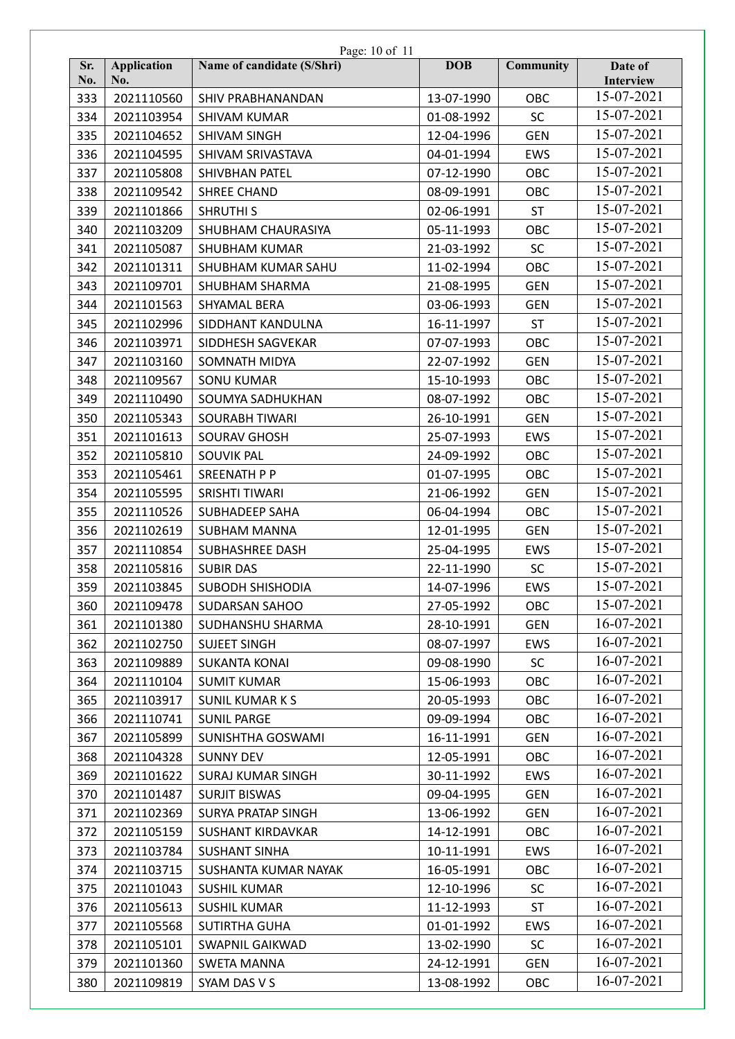| Sr. No. | Application No. | Name of candidate (S/Shri) | DOB | Community | Date of Interview |
|---|---|---|---|---|---|
| 333 | 2021110560 | SHIV PRABHANANDAN | 13-07-1990 | OBC | 15-07-2021 |
| 334 | 2021103954 | SHIVAM KUMAR | 01-08-1992 | SC | 15-07-2021 |
| 335 | 2021104652 | SHIVAM SINGH | 12-04-1996 | GEN | 15-07-2021 |
| 336 | 2021104595 | SHIVAM SRIVASTAVA | 04-01-1994 | EWS | 15-07-2021 |
| 337 | 2021105808 | SHIVBHAN PATEL | 07-12-1990 | OBC | 15-07-2021 |
| 338 | 2021109542 | SHREE CHAND | 08-09-1991 | OBC | 15-07-2021 |
| 339 | 2021101866 | SHRUTHI S | 02-06-1991 | ST | 15-07-2021 |
| 340 | 2021103209 | SHUBHAM CHAURASIYA | 05-11-1993 | OBC | 15-07-2021 |
| 341 | 2021105087 | SHUBHAM KUMAR | 21-03-1992 | SC | 15-07-2021 |
| 342 | 2021101311 | SHUBHAM KUMAR SAHU | 11-02-1994 | OBC | 15-07-2021 |
| 343 | 2021109701 | SHUBHAM SHARMA | 21-08-1995 | GEN | 15-07-2021 |
| 344 | 2021101563 | SHYAMAL BERA | 03-06-1993 | GEN | 15-07-2021 |
| 345 | 2021102996 | SIDDHANT KANDULNA | 16-11-1997 | ST | 15-07-2021 |
| 346 | 2021103971 | SIDDHESH SAGVEKAR | 07-07-1993 | OBC | 15-07-2021 |
| 347 | 2021103160 | SOMNATH MIDYA | 22-07-1992 | GEN | 15-07-2021 |
| 348 | 2021109567 | SONU KUMAR | 15-10-1993 | OBC | 15-07-2021 |
| 349 | 2021110490 | SOUMYA SADHUKHAN | 08-07-1992 | OBC | 15-07-2021 |
| 350 | 2021105343 | SOURABH TIWARI | 26-10-1991 | GEN | 15-07-2021 |
| 351 | 2021101613 | SOURAV GHOSH | 25-07-1993 | EWS | 15-07-2021 |
| 352 | 2021105810 | SOUVIK PAL | 24-09-1992 | OBC | 15-07-2021 |
| 353 | 2021105461 | SREENATH P P | 01-07-1995 | OBC | 15-07-2021 |
| 354 | 2021105595 | SRISHTI TIWARI | 21-06-1992 | GEN | 15-07-2021 |
| 355 | 2021110526 | SUBHADEEP SAHA | 06-04-1994 | OBC | 15-07-2021 |
| 356 | 2021102619 | SUBHAM MANNA | 12-01-1995 | GEN | 15-07-2021 |
| 357 | 2021110854 | SUBHASHREE DASH | 25-04-1995 | EWS | 15-07-2021 |
| 358 | 2021105816 | SUBIR DAS | 22-11-1990 | SC | 15-07-2021 |
| 359 | 2021103845 | SUBODH SHISHODIA | 14-07-1996 | EWS | 15-07-2021 |
| 360 | 2021109478 | SUDARSAN SAHOO | 27-05-1992 | OBC | 15-07-2021 |
| 361 | 2021101380 | SUDHANSHU SHARMA | 28-10-1991 | GEN | 16-07-2021 |
| 362 | 2021102750 | SUJEET SINGH | 08-07-1997 | EWS | 16-07-2021 |
| 363 | 2021109889 | SUKANTA KONAI | 09-08-1990 | SC | 16-07-2021 |
| 364 | 2021110104 | SUMIT KUMAR | 15-06-1993 | OBC | 16-07-2021 |
| 365 | 2021103917 | SUNIL KUMAR K S | 20-05-1993 | OBC | 16-07-2021 |
| 366 | 2021110741 | SUNIL PARGE | 09-09-1994 | OBC | 16-07-2021 |
| 367 | 2021105899 | SUNISHTHA GOSWAMI | 16-11-1991 | GEN | 16-07-2021 |
| 368 | 2021104328 | SUNNY DEV | 12-05-1991 | OBC | 16-07-2021 |
| 369 | 2021101622 | SURAJ KUMAR SINGH | 30-11-1992 | EWS | 16-07-2021 |
| 370 | 2021101487 | SURJIT BISWAS | 09-04-1995 | GEN | 16-07-2021 |
| 371 | 2021102369 | SURYA PRATAP SINGH | 13-06-1992 | GEN | 16-07-2021 |
| 372 | 2021105159 | SUSHANT KIRDAVKAR | 14-12-1991 | OBC | 16-07-2021 |
| 373 | 2021103784 | SUSHANT SINHA | 10-11-1991 | EWS | 16-07-2021 |
| 374 | 2021103715 | SUSHANTA KUMAR NAYAK | 16-05-1991 | OBC | 16-07-2021 |
| 375 | 2021101043 | SUSHIL KUMAR | 12-10-1996 | SC | 16-07-2021 |
| 376 | 2021105613 | SUSHIL KUMAR | 11-12-1993 | ST | 16-07-2021 |
| 377 | 2021105568 | SUTIRTHA GUHA | 01-01-1992 | EWS | 16-07-2021 |
| 378 | 2021105101 | SWAPNIL GAIKWAD | 13-02-1990 | SC | 16-07-2021 |
| 379 | 2021101360 | SWETA MANNA | 24-12-1991 | GEN | 16-07-2021 |
| 380 | 2021109819 | SYAM DAS V S | 13-08-1992 | OBC | 16-07-2021 |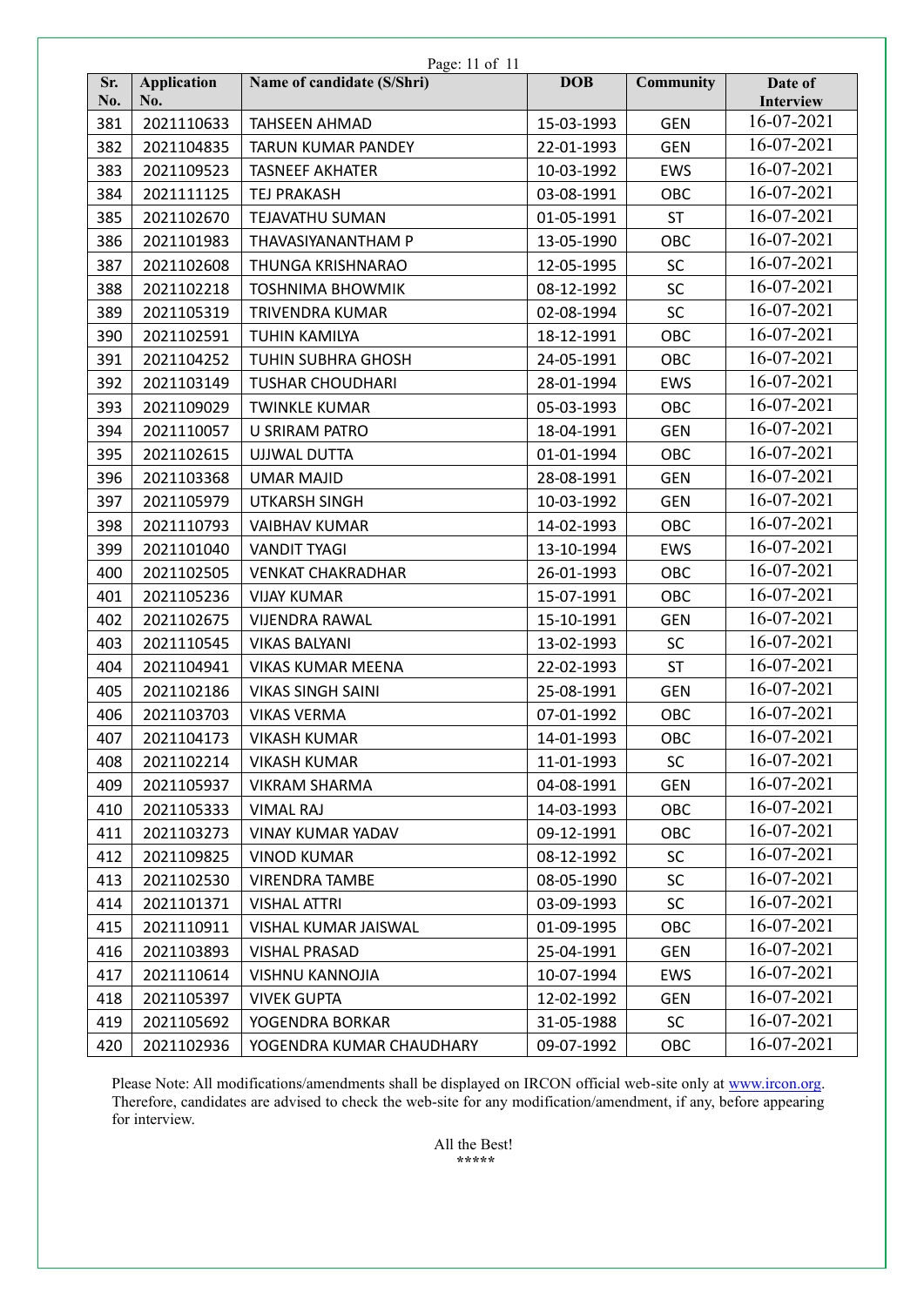| Sr. No. | Application No. | Name of candidate (S/Shri) | DOB | Community | Date of Interview |
|---|---|---|---|---|---|
| 381 | 2021110633 | TAHSEEN AHMAD | 15-03-1993 | GEN | 16-07-2021 |
| 382 | 2021104835 | TARUN KUMAR PANDEY | 22-01-1993 | GEN | 16-07-2021 |
| 383 | 2021109523 | TASNEEF AKHATER | 10-03-1992 | EWS | 16-07-2021 |
| 384 | 2021111125 | TEJ PRAKASH | 03-08-1991 | OBC | 16-07-2021 |
| 385 | 2021102670 | TEJAVATHU SUMAN | 01-05-1991 | ST | 16-07-2021 |
| 386 | 2021101983 | THAVASIYANANTHAM P | 13-05-1990 | OBC | 16-07-2021 |
| 387 | 2021102608 | THUNGA KRISHNARAO | 12-05-1995 | SC | 16-07-2021 |
| 388 | 2021102218 | TOSHNIMA BHOWMIK | 08-12-1992 | SC | 16-07-2021 |
| 389 | 2021105319 | TRIVENDRA KUMAR | 02-08-1994 | SC | 16-07-2021 |
| 390 | 2021102591 | TUHIN KAMILYA | 18-12-1991 | OBC | 16-07-2021 |
| 391 | 2021104252 | TUHIN SUBHRA GHOSH | 24-05-1991 | OBC | 16-07-2021 |
| 392 | 2021103149 | TUSHAR CHOUDHARI | 28-01-1994 | EWS | 16-07-2021 |
| 393 | 2021109029 | TWINKLE KUMAR | 05-03-1993 | OBC | 16-07-2021 |
| 394 | 2021110057 | U SRIRAM PATRO | 18-04-1991 | GEN | 16-07-2021 |
| 395 | 2021102615 | UJJWAL DUTTA | 01-01-1994 | OBC | 16-07-2021 |
| 396 | 2021103368 | UMAR MAJID | 28-08-1991 | GEN | 16-07-2021 |
| 397 | 2021105979 | UTKARSH SINGH | 10-03-1992 | GEN | 16-07-2021 |
| 398 | 2021110793 | VAIBHAV KUMAR | 14-02-1993 | OBC | 16-07-2021 |
| 399 | 2021101040 | VANDIT TYAGI | 13-10-1994 | EWS | 16-07-2021 |
| 400 | 2021102505 | VENKAT CHAKRADHAR | 26-01-1993 | OBC | 16-07-2021 |
| 401 | 2021105236 | VIJAY KUMAR | 15-07-1991 | OBC | 16-07-2021 |
| 402 | 2021102675 | VIJENDRA RAWAL | 15-10-1991 | GEN | 16-07-2021 |
| 403 | 2021110545 | VIKAS BALYANI | 13-02-1993 | SC | 16-07-2021 |
| 404 | 2021104941 | VIKAS KUMAR MEENA | 22-02-1993 | ST | 16-07-2021 |
| 405 | 2021102186 | VIKAS SINGH SAINI | 25-08-1991 | GEN | 16-07-2021 |
| 406 | 2021103703 | VIKAS VERMA | 07-01-1992 | OBC | 16-07-2021 |
| 407 | 2021104173 | VIKASH KUMAR | 14-01-1993 | OBC | 16-07-2021 |
| 408 | 2021102214 | VIKASH KUMAR | 11-01-1993 | SC | 16-07-2021 |
| 409 | 2021105937 | VIKRAM SHARMA | 04-08-1991 | GEN | 16-07-2021 |
| 410 | 2021105333 | VIMAL RAJ | 14-03-1993 | OBC | 16-07-2021 |
| 411 | 2021103273 | VINAY KUMAR YADAV | 09-12-1991 | OBC | 16-07-2021 |
| 412 | 2021109825 | VINOD KUMAR | 08-12-1992 | SC | 16-07-2021 |
| 413 | 2021102530 | VIRENDRA TAMBE | 08-05-1990 | SC | 16-07-2021 |
| 414 | 2021101371 | VISHAL ATTRI | 03-09-1993 | SC | 16-07-2021 |
| 415 | 2021110911 | VISHAL KUMAR JAISWAL | 01-09-1995 | OBC | 16-07-2021 |
| 416 | 2021103893 | VISHAL PRASAD | 25-04-1991 | GEN | 16-07-2021 |
| 417 | 2021110614 | VISHNU KANNOJIA | 10-07-1994 | EWS | 16-07-2021 |
| 418 | 2021105397 | VIVEK GUPTA | 12-02-1992 | GEN | 16-07-2021 |
| 419 | 2021105692 | YOGENDRA BORKAR | 31-05-1988 | SC | 16-07-2021 |
| 420 | 2021102936 | YOGENDRA KUMAR CHAUDHARY | 09-07-1992 | OBC | 16-07-2021 |

Please Note: All modifications/amendments shall be displayed on IRCON official web-site only at www.ircon.org. Therefore, candidates are advised to check the web-site for any modification/amendment, if any, before appearing for interview.

All the Best!

*****